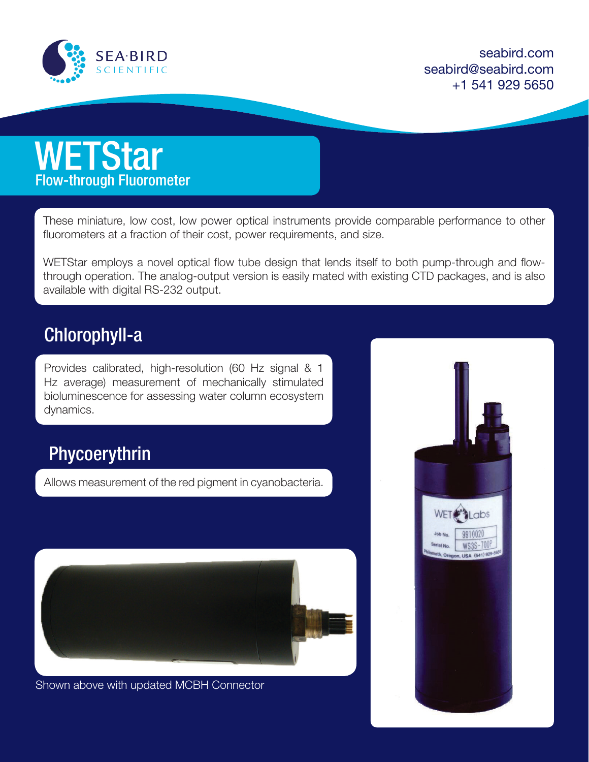seabird.com
seabird@seabird.com
+1 541 929 5650

# WETStar

## Flow-through Fluorometer

These miniature, low cost, low power optical instruments provide comparable performance to other fluorometers at a fraction of their cost, power requirements, and size.

WETStar employs a novel optical flow tube design that lends itself to both pump-through and flow-through operation. The analog-output version is easily mated with existing CTD packages, and is also available with digital RS-232 output.

## Chlorophyll-a

Provides calibrated, high-resolution (60 Hz signal & 1 Hz average) measurement of mechanically stimulated bioluminescence for assessing water column ecosystem dynamics.

## Phycoerythrin

Allows measurement of the red pigment in cyanobacteria.

Shown above with updated MCBH Connector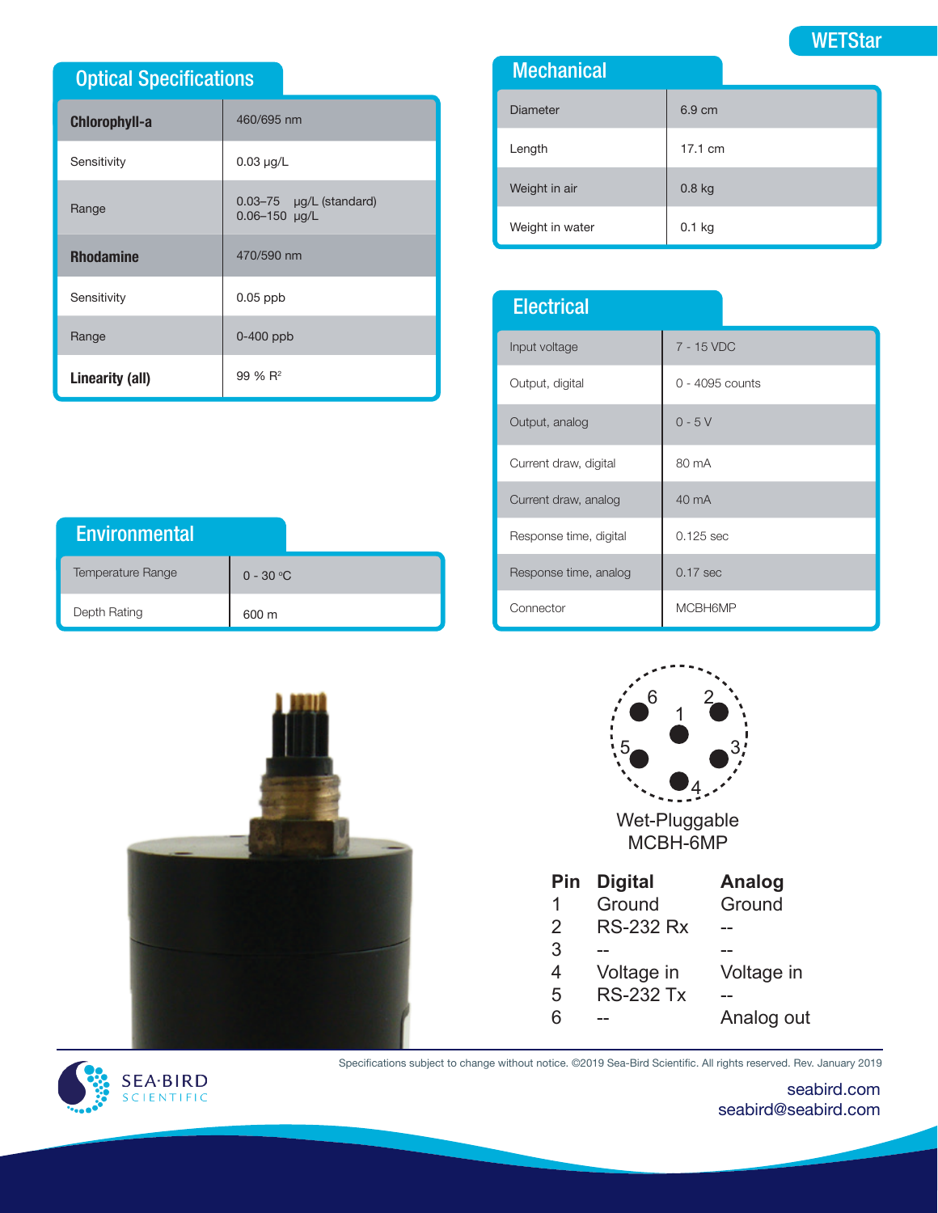## Optical Specifications

| | |
|---|---|
| **Chlorophyll-a** | 460/695 nm |
| Sensitivity | 0.03 µg/L |
| Range | 0.03–75 µg/L (standard)<br>0.06–150 µg/L |
| **Rhodamine** | 470/590 nm |
| Sensitivity | 0.05 ppb |
| Range | 0-400 ppb |
| **Linearity (all)** | 99 % $R^2$ |

## Mechanical

| | |
|---|---|
| Diameter | 6.9 cm |
| Length | 17.1 cm |
| Weight in air | 0.8 kg |
| Weight in water | 0.1 kg |

## Environmental

| | |
|---|---|
| Temperature Range | 0 - 30 °C |
| Depth Rating | 600 m |

## Electrical

| | |
|---|---|
| Input voltage | 7 - 15 VDC |
| Output, digital | 0 - 4095 counts |
| Output, analog | 0 - 5 V |
| Current draw, digital | 80 mA |
| Current draw, analog | 40 mA |
| Response time, digital | 0.125 sec |
| Response time, analog | 0.17 sec |
| Connector | MCBH6MP |

6 2 1 5 3 4

Wet-Pluggable MCBH-6MP

| Pin | Digital | Analog |
|---|---|---|
| 1 | Ground | Ground |
| 2 | RS-232 Rx | -- |
| 3 | -- | -- |
| 4 | Voltage in | Voltage in |
| 5 | RS-232 Tx | -- |
| 6 | -- | Analog out |

Specifications subject to change without notice. ©2019 Sea-Bird Scientific. All rights reserved. Rev. January 2019

SEA·BIRD SCIENTIFIC

seabird.com
seabird@seabird.com